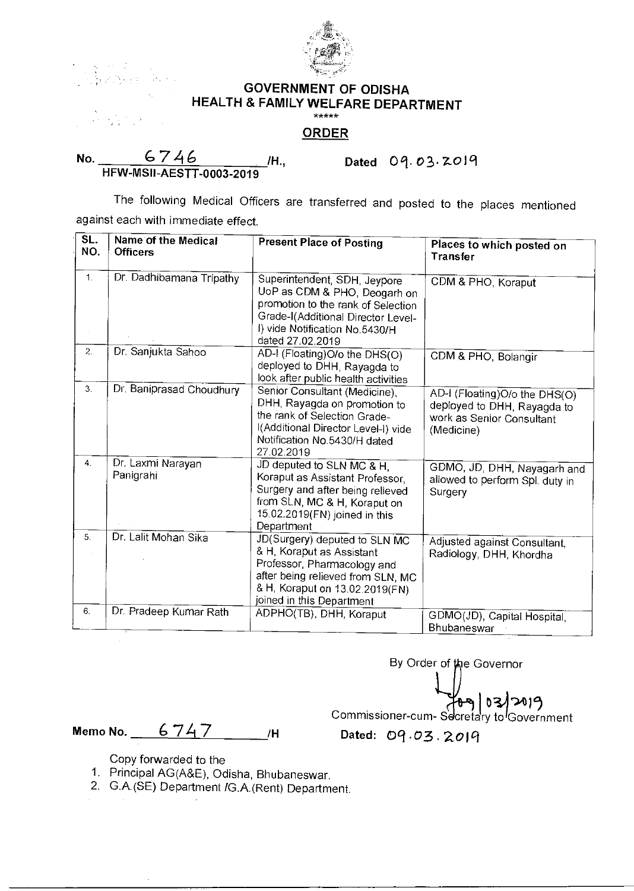# GOVERNMENT OF ODISHA
## HEALTH & FAMILY WELFARE DEPARTMENT

\*\*\*\*\*

## ORDER

No. 6746 /H., Dated 09.03.2019
HFW-MSII-AESTT-0003-2019

The following Medical Officers are transferred and posted to the places mentioned against each with immediate effect.

| SL. NO. | Name of the Medical Officers | Present Place of Posting | Places to which posted on Transfer |
|---|---|---|---|
| 1. | Dr. Dadhibamana Tripathy | Superintendent, SDH, Jeypore UoP as CDM & PHO, Deogarh on promotion to the rank of Selection Grade-I(Additional Director Level-I) vide Notification No.5430/H dated 27.02.2019 | CDM & PHO, Koraput |
| 2. | Dr. Sanjukta Sahoo | AD-I (Floating)O/o the DHS(O) deployed to DHH, Rayagda to look after public health activities | CDM & PHO, Bolangir |
| 3. | Dr. Baniprasad Choudhury | Senior Consultant (Medicine), DHH, Rayagda on promotion to the rank of Selection Grade-I(Additional Director Level-I) vide Notification No.5430/H dated 27.02.2019 | AD-I (Floating)O/o the DHS(O) deployed to DHH, Rayagda to work as Senior Consultant (Medicine) |
| 4. | Dr. Laxmi Narayan Panigrahi | JD deputed to SLN MC & H, Koraput as Assistant Professor, Surgery and after being relieved from SLN, MC & H, Koraput on 15.02.2019(FN) joined in this Department | GDMO, JD, DHH, Nayagarh and allowed to perform Spl. duty in Surgery |
| 5. | Dr. Lalit Mohan Sika | JD(Surgery) deputed to SLN MC & H, Koraput as Assistant Professor, Pharmacology and after being relieved from SLN, MC & H, Koraput on 13.02.2019(FN) joined in this Department | Adjusted against Consultant, Radiology, DHH, Khordha |
| 6. | Dr. Pradeep Kumar Rath | ADPHO(TB), DHH, Koraput | GDMO(JD), Capital Hospital, Bhubaneswar |

By Order of the Governor

09/03/2019
Commissioner-cum- Secretary to Government

Memo No. 6747 /H Dated: 09.03.2019

Copy forwarded to the
1. Principal AG(A&E), Odisha, Bhubaneswar.
2. G.A.(SE) Department /G.A.(Rent) Department.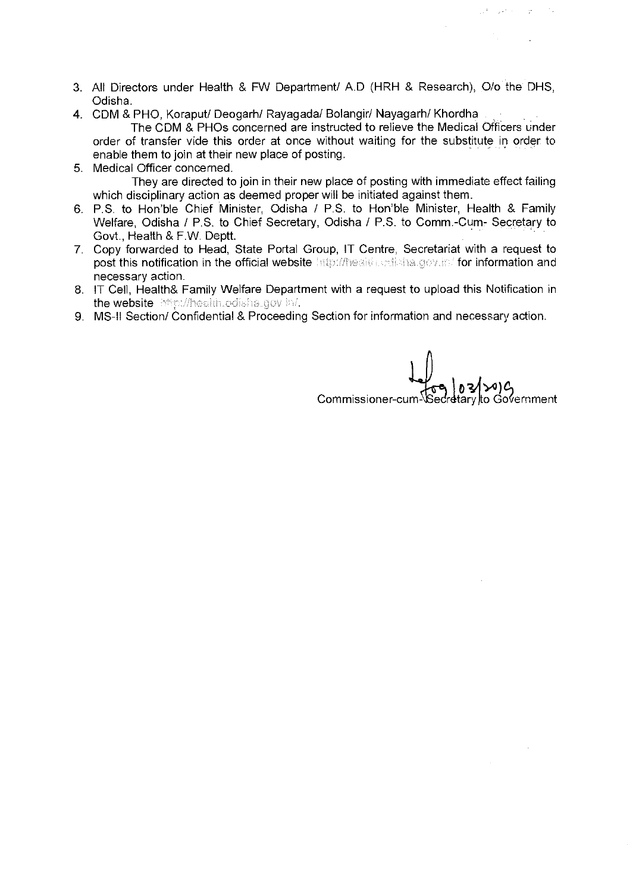3. All Directors under Health & FW Department/ A.D (HRH & Research), O/o the DHS, Odisha.
4. CDM & PHO, Koraput/ Deogarh/ Rayagada/ Bolangir/ Nayagarh/ Khordha

   The CDM & PHOs concerned are instructed to relieve the Medical Officers under order of transfer vide this order at once without waiting for the substitute in order to enable them to join at their new place of posting.
5. Medical Officer concerned.

   They are directed to join in their new place of posting with immediate effect failing which disciplinary action as deemed proper will be initiated against them.
6. P.S. to Hon'ble Chief Minister, Odisha / P.S. to Hon'ble Minister, Health & Family Welfare, Odisha / P.S. to Chief Secretary, Odisha / P.S. to Comm.-Cum- Secretary to Govt., Health & F.W. Deptt.
7. Copy forwarded to Head, State Portal Group, IT Centre, Secretariat with a request to post this notification in the official website http://health.odisha.gov.in/ for information and necessary action.
8. IT Cell, Health& Family Welfare Department with a request to upload this Notification in the website http://health.odisha.gov.in/.
9. MS-II Section/ Confidential & Proceeding Section for information and necessary action.

09/03/2019

Commissioner-cum-Secretary to Government